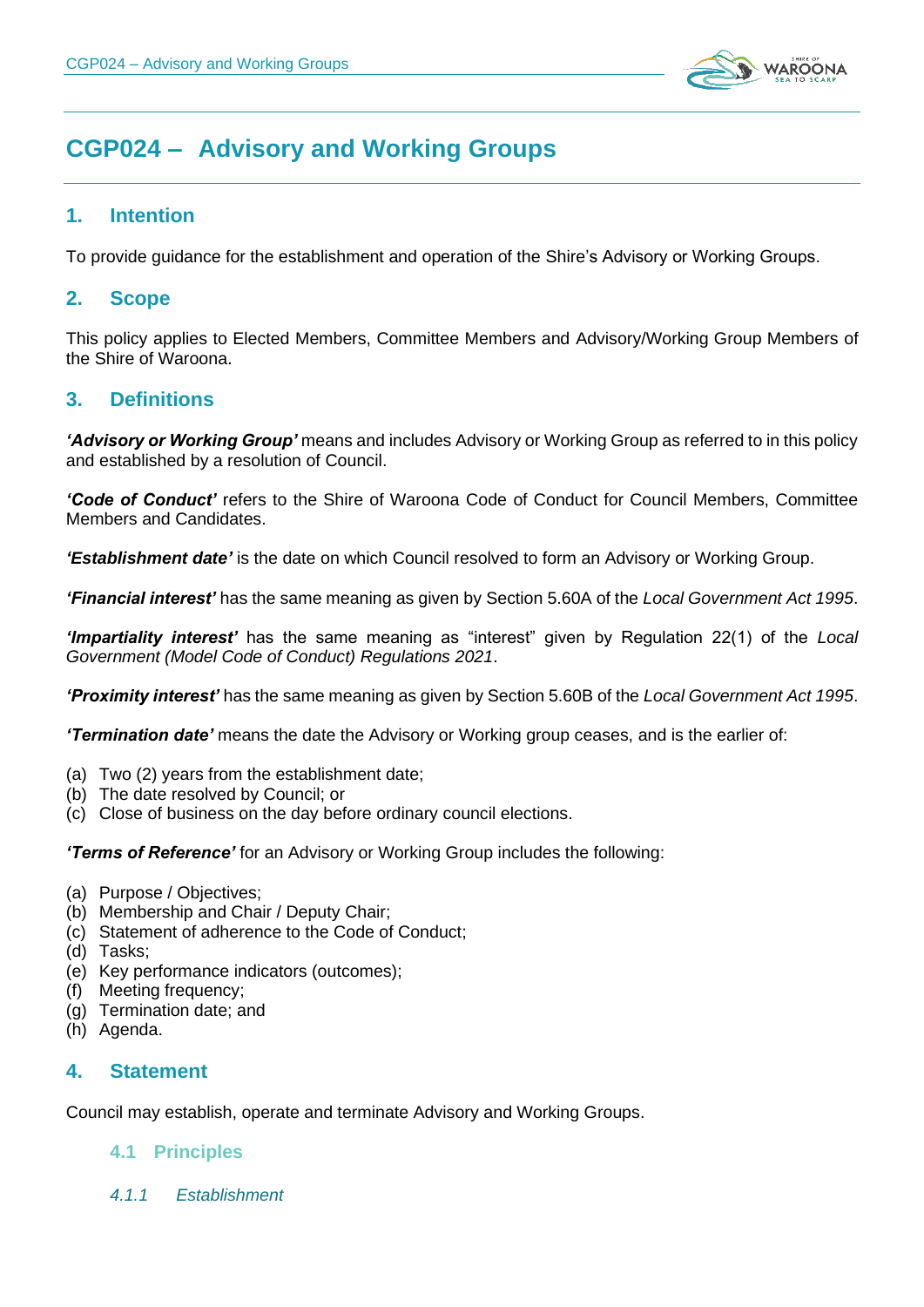# CGP024 – Advisory and Working Groups

## 1. Intention

To provide guidance for the establishment and operation of the Shire's Advisory or Working Groups.

## 2. Scope

This policy applies to Elected Members, Committee Members and Advisory/Working Group Members of the Shire of Waroona.

## 3. Definitions

***'Advisory or Working Group'*** means and includes Advisory or Working Group as referred to in this policy and established by a resolution of Council.

***'Code of Conduct'*** refers to the Shire of Waroona Code of Conduct for Council Members, Committee Members and Candidates.

***'Establishment date'*** is the date on which Council resolved to form an Advisory or Working Group.

***'Financial interest'*** has the same meaning as given by Section 5.60A of the *Local Government Act 1995*.

***'Impartiality interest'*** has the same meaning as "interest" given by Regulation 22(1) of the *Local Government (Model Code of Conduct) Regulations 2021*.

***'Proximity interest'*** has the same meaning as given by Section 5.60B of the *Local Government Act 1995*.

***'Termination date'*** means the date the Advisory or Working group ceases, and is the earlier of:

(a) Two (2) years from the establishment date;
(b) The date resolved by Council; or
(c) Close of business on the day before ordinary council elections.

***'Terms of Reference'*** for an Advisory or Working Group includes the following:

(a) Purpose / Objectives;
(b) Membership and Chair / Deputy Chair;
(c) Statement of adherence to the Code of Conduct;
(d) Tasks;
(e) Key performance indicators (outcomes);
(f) Meeting frequency;
(g) Termination date; and
(h) Agenda.

## 4. Statement

Council may establish, operate and terminate Advisory and Working Groups.

### 4.1 Principles

#### *4.1.1 Establishment*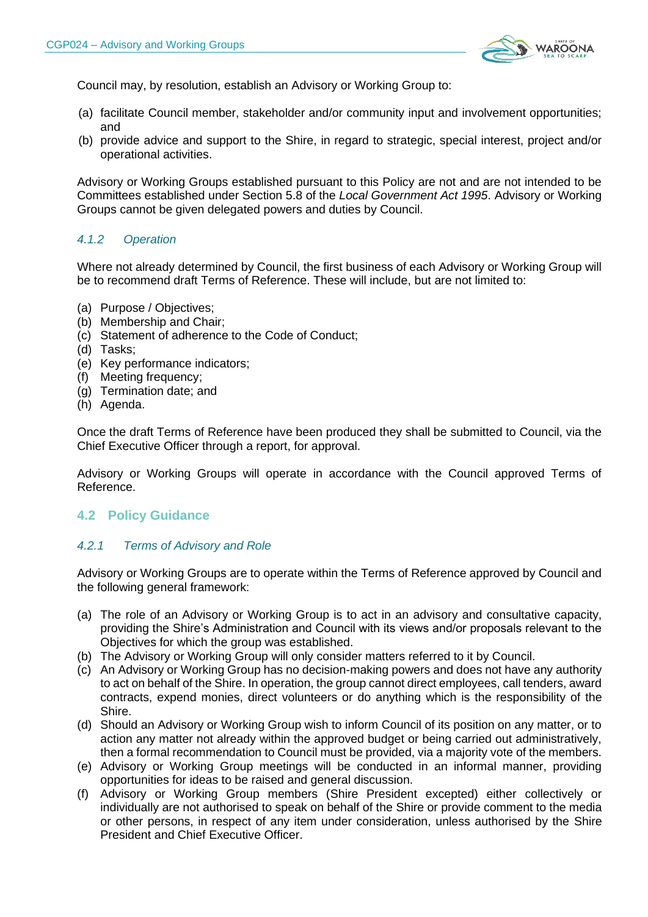Council may, by resolution, establish an Advisory or Working Group to:

(a) facilitate Council member, stakeholder and/or community input and involvement opportunities; and
(b) provide advice and support to the Shire, in regard to strategic, special interest, project and/or operational activities.

Advisory or Working Groups established pursuant to this Policy are not and are not intended to be Committees established under Section 5.8 of the *Local Government Act 1995*. Advisory or Working Groups cannot be given delegated powers and duties by Council.

#### *4.1.2 Operation*

Where not already determined by Council, the first business of each Advisory or Working Group will be to recommend draft Terms of Reference. These will include, but are not limited to:

(a) Purpose / Objectives;
(b) Membership and Chair;
(c) Statement of adherence to the Code of Conduct;
(d) Tasks;
(e) Key performance indicators;
(f) Meeting frequency;
(g) Termination date; and
(h) Agenda.

Once the draft Terms of Reference have been produced they shall be submitted to Council, via the Chief Executive Officer through a report, for approval.

Advisory or Working Groups will operate in accordance with the Council approved Terms of Reference.

### 4.2 Policy Guidance

#### *4.2.1 Terms of Advisory and Role*

Advisory or Working Groups are to operate within the Terms of Reference approved by Council and the following general framework:

(a) The role of an Advisory or Working Group is to act in an advisory and consultative capacity, providing the Shire's Administration and Council with its views and/or proposals relevant to the Objectives for which the group was established.
(b) The Advisory or Working Group will only consider matters referred to it by Council.
(c) An Advisory or Working Group has no decision-making powers and does not have any authority to act on behalf of the Shire. In operation, the group cannot direct employees, call tenders, award contracts, expend monies, direct volunteers or do anything which is the responsibility of the Shire.
(d) Should an Advisory or Working Group wish to inform Council of its position on any matter, or to action any matter not already within the approved budget or being carried out administratively, then a formal recommendation to Council must be provided, via a majority vote of the members.
(e) Advisory or Working Group meetings will be conducted in an informal manner, providing opportunities for ideas to be raised and general discussion.
(f) Advisory or Working Group members (Shire President excepted) either collectively or individually are not authorised to speak on behalf of the Shire or provide comment to the media or other persons, in respect of any item under consideration, unless authorised by the Shire President and Chief Executive Officer.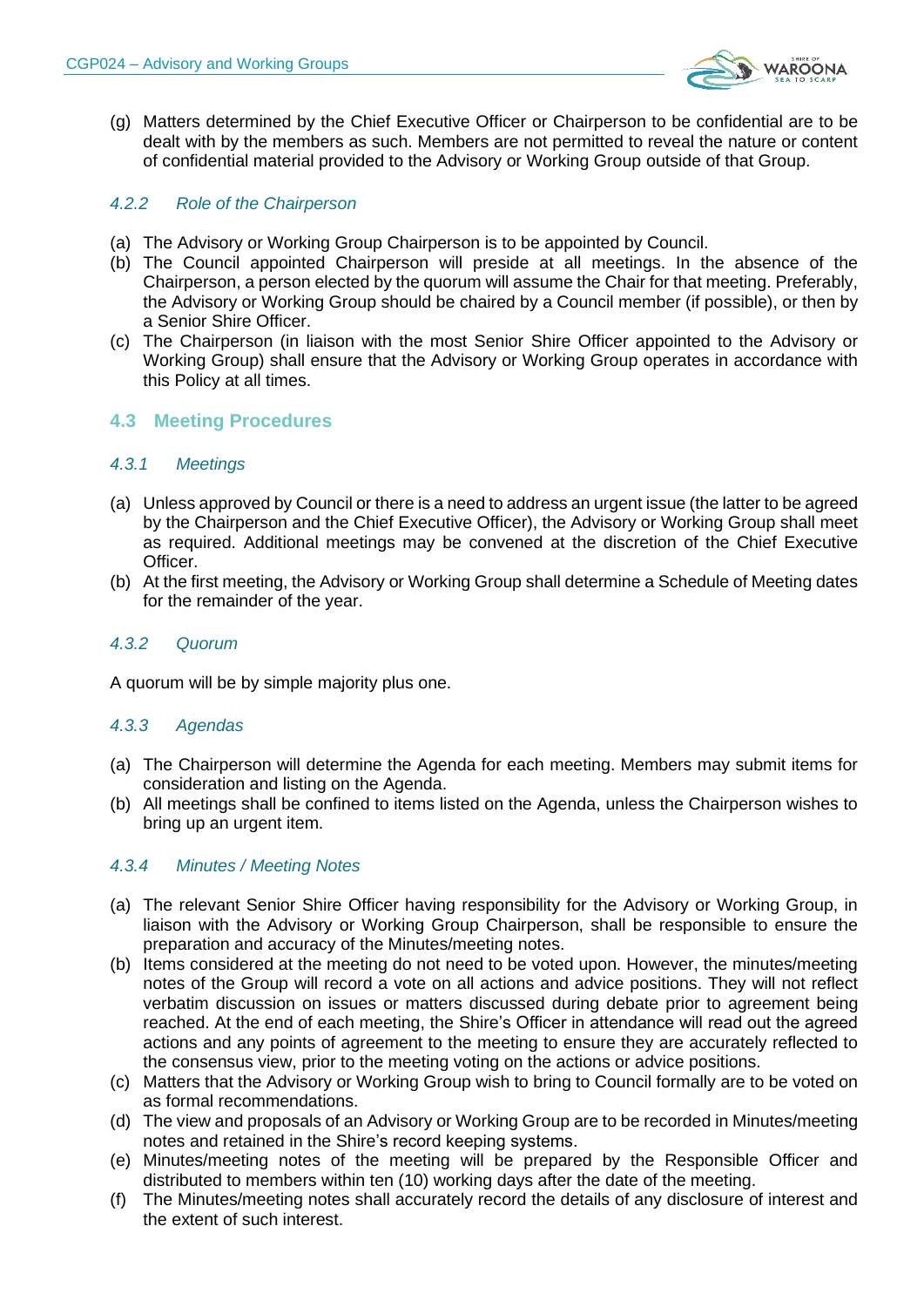(g) Matters determined by the Chief Executive Officer or Chairperson to be confidential are to be dealt with by the members as such. Members are not permitted to reveal the nature or content of confidential material provided to the Advisory or Working Group outside of that Group.

#### *4.2.2 Role of the Chairperson*

(a) The Advisory or Working Group Chairperson is to be appointed by Council.
(b) The Council appointed Chairperson will preside at all meetings. In the absence of the Chairperson, a person elected by the quorum will assume the Chair for that meeting. Preferably, the Advisory or Working Group should be chaired by a Council member (if possible), or then by a Senior Shire Officer.
(c) The Chairperson (in liaison with the most Senior Shire Officer appointed to the Advisory or Working Group) shall ensure that the Advisory or Working Group operates in accordance with this Policy at all times.

### 4.3 Meeting Procedures

#### *4.3.1 Meetings*

(a) Unless approved by Council or there is a need to address an urgent issue (the latter to be agreed by the Chairperson and the Chief Executive Officer), the Advisory or Working Group shall meet as required. Additional meetings may be convened at the discretion of the Chief Executive Officer.
(b) At the first meeting, the Advisory or Working Group shall determine a Schedule of Meeting dates for the remainder of the year.

#### *4.3.2 Quorum*

A quorum will be by simple majority plus one.

#### *4.3.3 Agendas*

(a) The Chairperson will determine the Agenda for each meeting. Members may submit items for consideration and listing on the Agenda.
(b) All meetings shall be confined to items listed on the Agenda, unless the Chairperson wishes to bring up an urgent item.

#### *4.3.4 Minutes / Meeting Notes*

(a) The relevant Senior Shire Officer having responsibility for the Advisory or Working Group, in liaison with the Advisory or Working Group Chairperson, shall be responsible to ensure the preparation and accuracy of the Minutes/meeting notes.
(b) Items considered at the meeting do not need to be voted upon. However, the minutes/meeting notes of the Group will record a vote on all actions and advice positions. They will not reflect verbatim discussion on issues or matters discussed during debate prior to agreement being reached. At the end of each meeting, the Shire's Officer in attendance will read out the agreed actions and any points of agreement to the meeting to ensure they are accurately reflected to the consensus view, prior to the meeting voting on the actions or advice positions.
(c) Matters that the Advisory or Working Group wish to bring to Council formally are to be voted on as formal recommendations.
(d) The view and proposals of an Advisory or Working Group are to be recorded in Minutes/meeting notes and retained in the Shire's record keeping systems.
(e) Minutes/meeting notes of the meeting will be prepared by the Responsible Officer and distributed to members within ten (10) working days after the date of the meeting.
(f) The Minutes/meeting notes shall accurately record the details of any disclosure of interest and the extent of such interest.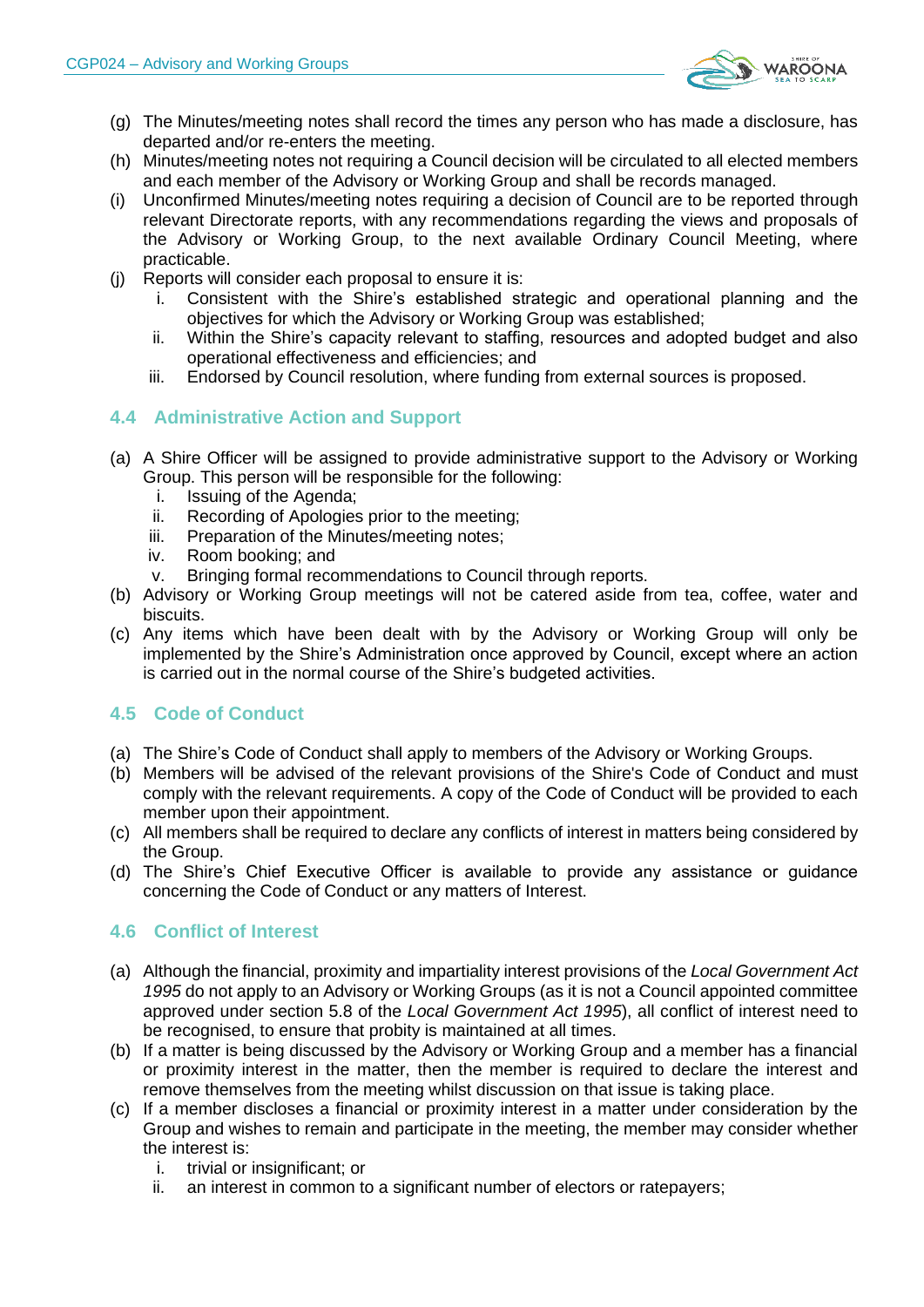(g) The Minutes/meeting notes shall record the times any person who has made a disclosure, has departed and/or re-enters the meeting.
(h) Minutes/meeting notes not requiring a Council decision will be circulated to all elected members and each member of the Advisory or Working Group and shall be records managed.
(i) Unconfirmed Minutes/meeting notes requiring a decision of Council are to be reported through relevant Directorate reports, with any recommendations regarding the views and proposals of the Advisory or Working Group, to the next available Ordinary Council Meeting, where practicable.
(j) Reports will consider each proposal to ensure it is:
   i. Consistent with the Shire's established strategic and operational planning and the objectives for which the Advisory or Working Group was established;
   ii. Within the Shire's capacity relevant to staffing, resources and adopted budget and also operational effectiveness and efficiencies; and
   iii. Endorsed by Council resolution, where funding from external sources is proposed.

## 4.4 Administrative Action and Support

(a) A Shire Officer will be assigned to provide administrative support to the Advisory or Working Group. This person will be responsible for the following:
   i. Issuing of the Agenda;
   ii. Recording of Apologies prior to the meeting;
   iii. Preparation of the Minutes/meeting notes;
   iv. Room booking; and
   v. Bringing formal recommendations to Council through reports.
(b) Advisory or Working Group meetings will not be catered aside from tea, coffee, water and biscuits.
(c) Any items which have been dealt with by the Advisory or Working Group will only be implemented by the Shire's Administration once approved by Council, except where an action is carried out in the normal course of the Shire's budgeted activities.

## 4.5 Code of Conduct

(a) The Shire's Code of Conduct shall apply to members of the Advisory or Working Groups.
(b) Members will be advised of the relevant provisions of the Shire's Code of Conduct and must comply with the relevant requirements. A copy of the Code of Conduct will be provided to each member upon their appointment.
(c) All members shall be required to declare any conflicts of interest in matters being considered by the Group.
(d) The Shire's Chief Executive Officer is available to provide any assistance or guidance concerning the Code of Conduct or any matters of Interest.

## 4.6 Conflict of Interest

(a) Although the financial, proximity and impartiality interest provisions of the *Local Government Act 1995* do not apply to an Advisory or Working Groups (as it is not a Council appointed committee approved under section 5.8 of the *Local Government Act 1995*), all conflict of interest need to be recognised, to ensure that probity is maintained at all times.
(b) If a matter is being discussed by the Advisory or Working Group and a member has a financial or proximity interest in the matter, then the member is required to declare the interest and remove themselves from the meeting whilst discussion on that issue is taking place.
(c) If a member discloses a financial or proximity interest in a matter under consideration by the Group and wishes to remain and participate in the meeting, the member may consider whether the interest is:
   i. trivial or insignificant; or
   ii. an interest in common to a significant number of electors or ratepayers;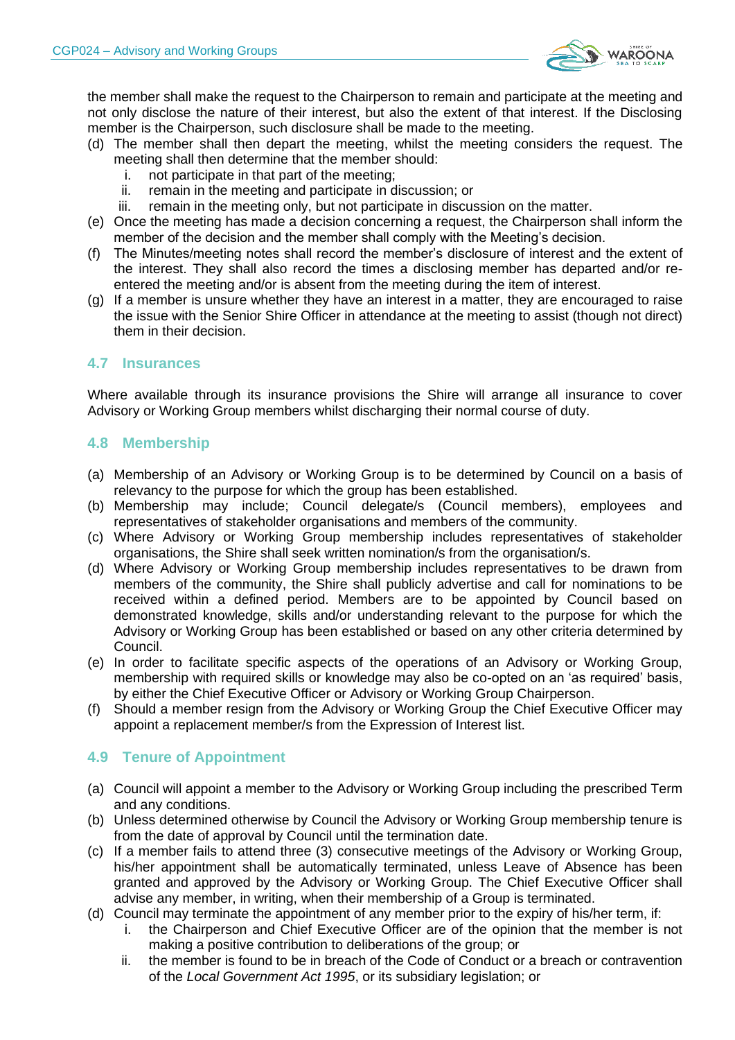the member shall make the request to the Chairperson to remain and participate at the meeting and not only disclose the nature of their interest, but also the extent of that interest. If the Disclosing member is the Chairperson, such disclosure shall be made to the meeting.

(d) The member shall then depart the meeting, whilst the meeting considers the request. The meeting shall then determine that the member should:
   i. not participate in that part of the meeting;
   ii. remain in the meeting and participate in discussion; or
   iii. remain in the meeting only, but not participate in discussion on the matter.

(e) Once the meeting has made a decision concerning a request, the Chairperson shall inform the member of the decision and the member shall comply with the Meeting's decision.

(f) The Minutes/meeting notes shall record the member's disclosure of interest and the extent of the interest. They shall also record the times a disclosing member has departed and/or re-entered the meeting and/or is absent from the meeting during the item of interest.

(g) If a member is unsure whether they have an interest in a matter, they are encouraged to raise the issue with the Senior Shire Officer in attendance at the meeting to assist (though not direct) them in their decision.

### 4.7 Insurances

Where available through its insurance provisions the Shire will arrange all insurance to cover Advisory or Working Group members whilst discharging their normal course of duty.

### 4.8 Membership

(a) Membership of an Advisory or Working Group is to be determined by Council on a basis of relevancy to the purpose for which the group has been established.

(b) Membership may include; Council delegate/s (Council members), employees and representatives of stakeholder organisations and members of the community.

(c) Where Advisory or Working Group membership includes representatives of stakeholder organisations, the Shire shall seek written nomination/s from the organisation/s.

(d) Where Advisory or Working Group membership includes representatives to be drawn from members of the community, the Shire shall publicly advertise and call for nominations to be received within a defined period. Members are to be appointed by Council based on demonstrated knowledge, skills and/or understanding relevant to the purpose for which the Advisory or Working Group has been established or based on any other criteria determined by Council.

(e) In order to facilitate specific aspects of the operations of an Advisory or Working Group, membership with required skills or knowledge may also be co-opted on an 'as required' basis, by either the Chief Executive Officer or Advisory or Working Group Chairperson.

(f) Should a member resign from the Advisory or Working Group the Chief Executive Officer may appoint a replacement member/s from the Expression of Interest list.

### 4.9 Tenure of Appointment

(a) Council will appoint a member to the Advisory or Working Group including the prescribed Term and any conditions.

(b) Unless determined otherwise by Council the Advisory or Working Group membership tenure is from the date of approval by Council until the termination date.

(c) If a member fails to attend three (3) consecutive meetings of the Advisory or Working Group, his/her appointment shall be automatically terminated, unless Leave of Absence has been granted and approved by the Advisory or Working Group. The Chief Executive Officer shall advise any member, in writing, when their membership of a Group is terminated.

(d) Council may terminate the appointment of any member prior to the expiry of his/her term, if:
   i. the Chairperson and Chief Executive Officer are of the opinion that the member is not making a positive contribution to deliberations of the group; or
   ii. the member is found to be in breach of the Code of Conduct or a breach or contravention of the *Local Government Act 1995*, or its subsidiary legislation; or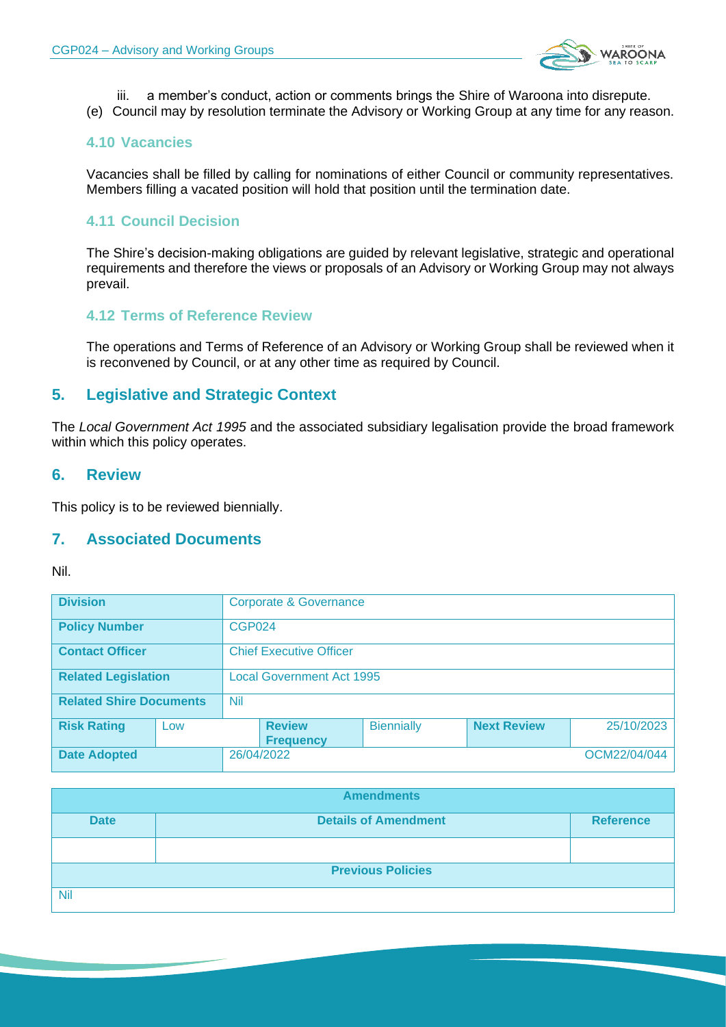iii. a member's conduct, action or comments brings the Shire of Waroona into disrepute.

(e) Council may by resolution terminate the Advisory or Working Group at any time for any reason.

### 4.10 Vacancies

Vacancies shall be filled by calling for nominations of either Council or community representatives. Members filling a vacated position will hold that position until the termination date.

### 4.11 Council Decision

The Shire's decision-making obligations are guided by relevant legislative, strategic and operational requirements and therefore the views or proposals of an Advisory or Working Group may not always prevail.

### 4.12 Terms of Reference Review

The operations and Terms of Reference of an Advisory or Working Group shall be reviewed when it is reconvened by Council, or at any other time as required by Council.

## 5. Legislative and Strategic Context

The *Local Government Act 1995* and the associated subsidiary legalisation provide the broad framework within which this policy operates.

## 6. Review

This policy is to be reviewed biennially.

## 7. Associated Documents

Nil.

| | | | | | |
|---|---|---|---|---|---|
| **Division** | Corporate & Governance | | | | |
| **Policy Number** | CGP024 | | | | |
| **Contact Officer** | Chief Executive Officer | | | | |
| **Related Legislation** | Local Government Act 1995 | | | | |
| **Related Shire Documents** | Nil | | | | |
| **Risk Rating** | Low | **Review Frequency** | Biennially | **Next Review** | 25/10/2023 |
| **Date Adopted** | 26/04/2022 | | | | OCM22/04/044 |

| **Amendments** | | |
|---|---|---|
| **Date** | **Details of Amendment** | **Reference** |
| | | |
| **Previous Policies** | | |
| Nil | | |